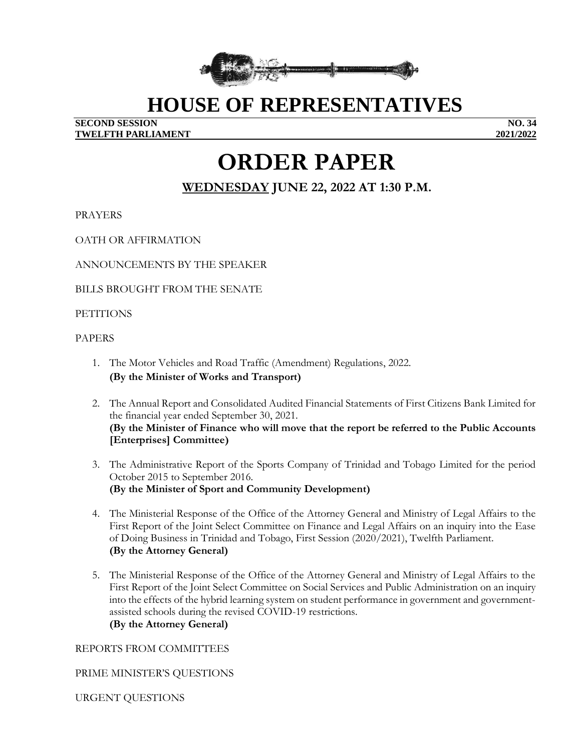# HOUSE OF REPRESENTATIVES

**SECOND SESSION** **NO. 34**
**TWELFTH PARLIAMENT** **2021/2022**

# ORDER PAPER

## WEDNESDAY JUNE 22, 2022 AT 1:30 P.M.

PRAYERS

OATH OR AFFIRMATION

ANNOUNCEMENTS BY THE SPEAKER

BILLS BROUGHT FROM THE SENATE

PETITIONS

PAPERS

1. The Motor Vehicles and Road Traffic (Amendment) Regulations, 2022.
   **(By the Minister of Works and Transport)**

2. The Annual Report and Consolidated Audited Financial Statements of First Citizens Bank Limited for the financial year ended September 30, 2021.
   **(By the Minister of Finance who will move that the report be referred to the Public Accounts [Enterprises] Committee)**

3. The Administrative Report of the Sports Company of Trinidad and Tobago Limited for the period October 2015 to September 2016.
   **(By the Minister of Sport and Community Development)**

4. The Ministerial Response of the Office of the Attorney General and Ministry of Legal Affairs to the First Report of the Joint Select Committee on Finance and Legal Affairs on an inquiry into the Ease of Doing Business in Trinidad and Tobago, First Session (2020/2021), Twelfth Parliament.
   **(By the Attorney General)**

5. The Ministerial Response of the Office of the Attorney General and Ministry of Legal Affairs to the First Report of the Joint Select Committee on Social Services and Public Administration on an inquiry into the effects of the hybrid learning system on student performance in government and government-assisted schools during the revised COVID-19 restrictions.
   **(By the Attorney General)**

REPORTS FROM COMMITTEES

PRIME MINISTER'S QUESTIONS

URGENT QUESTIONS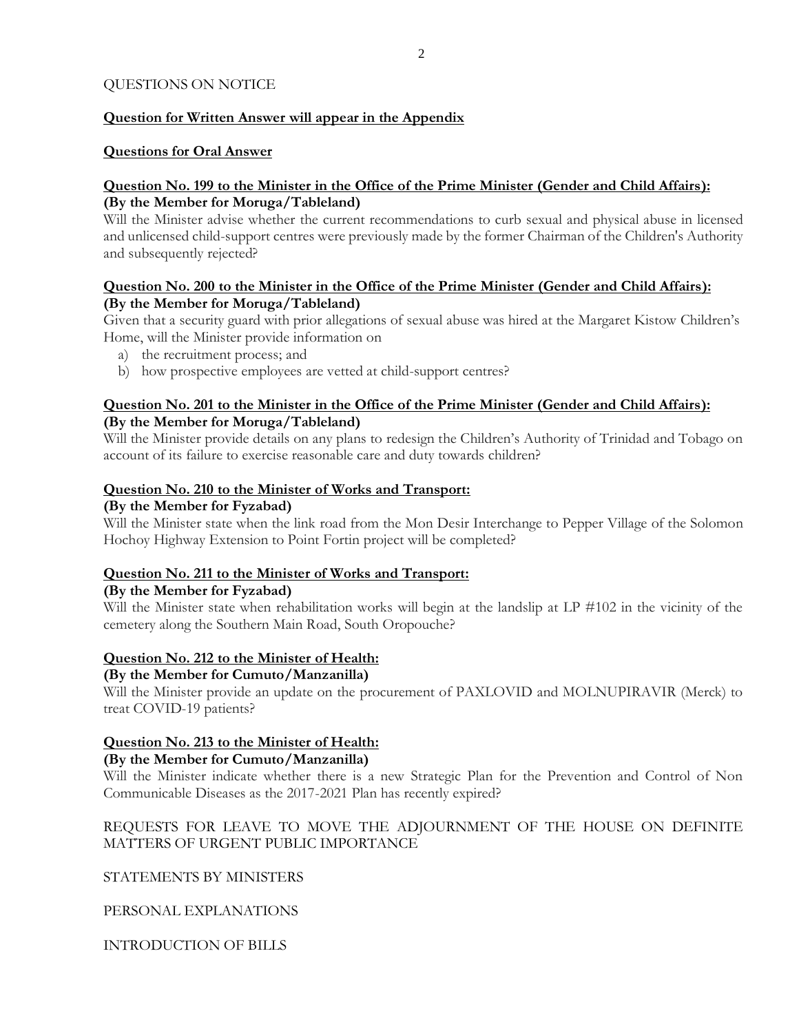QUESTIONS ON NOTICE

**Question for Written Answer will appear in the Appendix**

**Questions for Oral Answer**

**Question No. 199 to the Minister in the Office of the Prime Minister (Gender and Child Affairs):**
**(By the Member for Moruga/Tableland)**

Will the Minister advise whether the current recommendations to curb sexual and physical abuse in licensed and unlicensed child-support centres were previously made by the former Chairman of the Children's Authority and subsequently rejected?

**Question No. 200 to the Minister in the Office of the Prime Minister (Gender and Child Affairs):**
**(By the Member for Moruga/Tableland)**

Given that a security guard with prior allegations of sexual abuse was hired at the Margaret Kistow Children's Home, will the Minister provide information on

a) the recruitment process; and
b) how prospective employees are vetted at child-support centres?

**Question No. 201 to the Minister in the Office of the Prime Minister (Gender and Child Affairs):**
**(By the Member for Moruga/Tableland)**

Will the Minister provide details on any plans to redesign the Children's Authority of Trinidad and Tobago on account of its failure to exercise reasonable care and duty towards children?

**Question No. 210 to the Minister of Works and Transport:**
**(By the Member for Fyzabad)**

Will the Minister state when the link road from the Mon Desir Interchange to Pepper Village of the Solomon Hochoy Highway Extension to Point Fortin project will be completed?

**Question No. 211 to the Minister of Works and Transport:**
**(By the Member for Fyzabad)**

Will the Minister state when rehabilitation works will begin at the landslip at LP #102 in the vicinity of the cemetery along the Southern Main Road, South Oropouche?

**Question No. 212 to the Minister of Health:**
**(By the Member for Cumuto/Manzanilla)**

Will the Minister provide an update on the procurement of PAXLOVID and MOLNUPIRAVIR (Merck) to treat COVID-19 patients?

**Question No. 213 to the Minister of Health:**
**(By the Member for Cumuto/Manzanilla)**

Will the Minister indicate whether there is a new Strategic Plan for the Prevention and Control of Non Communicable Diseases as the 2017-2021 Plan has recently expired?

REQUESTS FOR LEAVE TO MOVE THE ADJOURNMENT OF THE HOUSE ON DEFINITE MATTERS OF URGENT PUBLIC IMPORTANCE

STATEMENTS BY MINISTERS

PERSONAL EXPLANATIONS

INTRODUCTION OF BILLS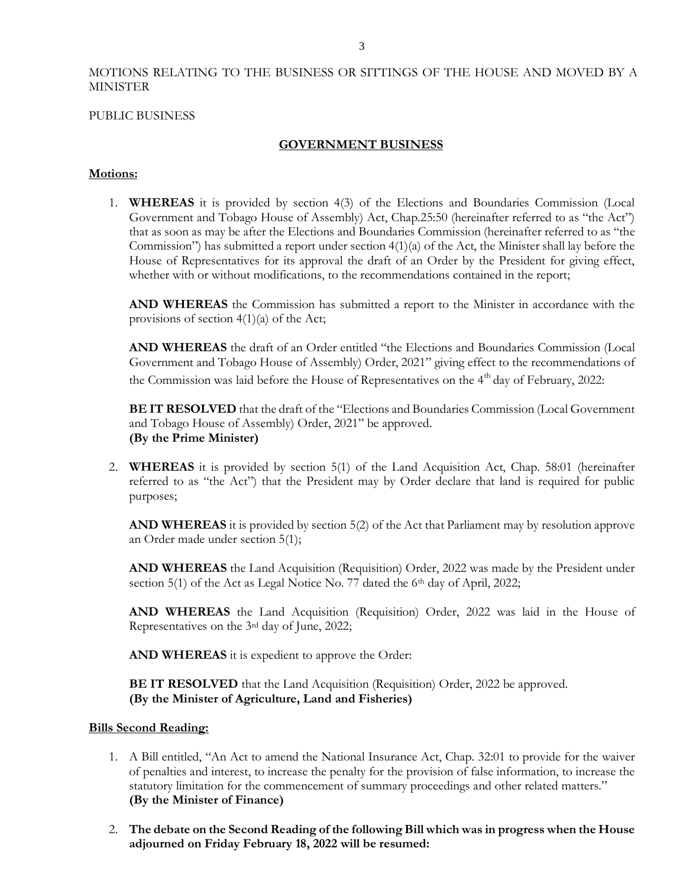MOTIONS RELATING TO THE BUSINESS OR SITTINGS OF THE HOUSE AND MOVED BY A MINISTER

PUBLIC BUSINESS

## **GOVERNMENT BUSINESS**

**Motions:**

1. **WHEREAS** it is provided by section 4(3) of the Elections and Boundaries Commission (Local Government and Tobago House of Assembly) Act, Chap.25:50 (hereinafter referred to as "the Act") that as soon as may be after the Elections and Boundaries Commission (hereinafter referred to as "the Commission") has submitted a report under section 4(1)(a) of the Act, the Minister shall lay before the House of Representatives for its approval the draft of an Order by the President for giving effect, whether with or without modifications, to the recommendations contained in the report;

   **AND WHEREAS** the Commission has submitted a report to the Minister in accordance with the provisions of section 4(1)(a) of the Act;

   **AND WHEREAS** the draft of an Order entitled "the Elections and Boundaries Commission (Local Government and Tobago House of Assembly) Order, 2021" giving effect to the recommendations of the Commission was laid before the House of Representatives on the 4th day of February, 2022:

   **BE IT RESOLVED** that the draft of the "Elections and Boundaries Commission (Local Government and Tobago House of Assembly) Order, 2021" be approved.
   **(By the Prime Minister)**

2. **WHEREAS** it is provided by section 5(1) of the Land Acquisition Act, Chap. 58:01 (hereinafter referred to as "the Act") that the President may by Order declare that land is required for public purposes;

   **AND WHEREAS** it is provided by section 5(2) of the Act that Parliament may by resolution approve an Order made under section 5(1);

   **AND WHEREAS** the Land Acquisition (Requisition) Order, 2022 was made by the President under section 5(1) of the Act as Legal Notice No. 77 dated the 6th day of April, 2022;

   **AND WHEREAS** the Land Acquisition (Requisition) Order, 2022 was laid in the House of Representatives on the 3rd day of June, 2022;

   **AND WHEREAS** it is expedient to approve the Order:

   **BE IT RESOLVED** that the Land Acquisition (Requisition) Order, 2022 be approved.
   **(By the Minister of Agriculture, Land and Fisheries)**

**Bills Second Reading:**

1. A Bill entitled, "An Act to amend the National Insurance Act, Chap. 32:01 to provide for the waiver of penalties and interest, to increase the penalty for the provision of false information, to increase the statutory limitation for the commencement of summary proceedings and other related matters."
   **(By the Minister of Finance)**

2. **The debate on the Second Reading of the following Bill which was in progress when the House adjourned on Friday February 18, 2022 will be resumed:**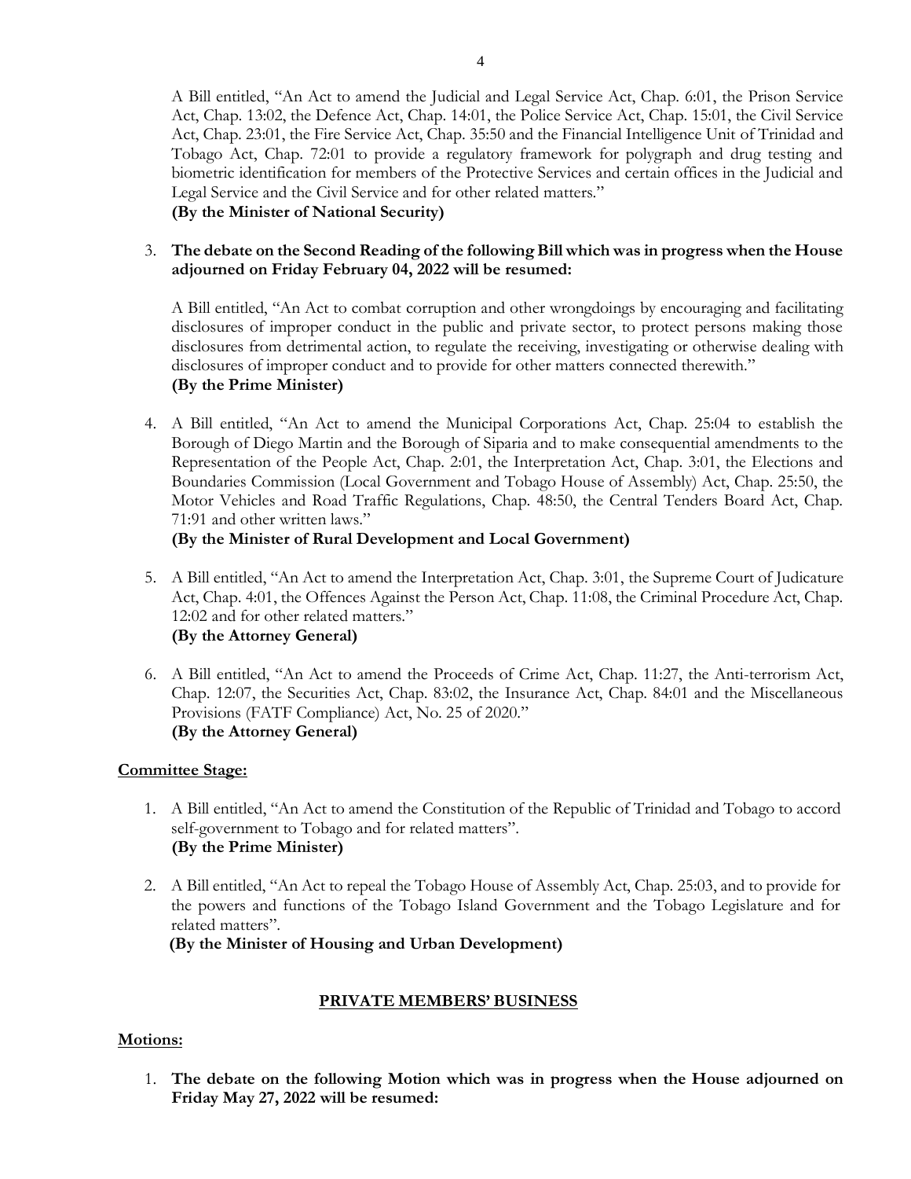A Bill entitled, "An Act to amend the Judicial and Legal Service Act, Chap. 6:01, the Prison Service Act, Chap. 13:02, the Defence Act, Chap. 14:01, the Police Service Act, Chap. 15:01, the Civil Service Act, Chap. 23:01, the Fire Service Act, Chap. 35:50 and the Financial Intelligence Unit of Trinidad and Tobago Act, Chap. 72:01 to provide a regulatory framework for polygraph and drug testing and biometric identification for members of the Protective Services and certain offices in the Judicial and Legal Service and the Civil Service and for other related matters."
**(By the Minister of National Security)**

3. **The debate on the Second Reading of the following Bill which was in progress when the House adjourned on Friday February 04, 2022 will be resumed:**

   A Bill entitled, "An Act to combat corruption and other wrongdoings by encouraging and facilitating disclosures of improper conduct in the public and private sector, to protect persons making those disclosures from detrimental action, to regulate the receiving, investigating or otherwise dealing with disclosures of improper conduct and to provide for other matters connected therewith."
   **(By the Prime Minister)**

4. A Bill entitled, "An Act to amend the Municipal Corporations Act, Chap. 25:04 to establish the Borough of Diego Martin and the Borough of Siparia and to make consequential amendments to the Representation of the People Act, Chap. 2:01, the Interpretation Act, Chap. 3:01, the Elections and Boundaries Commission (Local Government and Tobago House of Assembly) Act, Chap. 25:50, the Motor Vehicles and Road Traffic Regulations, Chap. 48:50, the Central Tenders Board Act, Chap. 71:91 and other written laws."
   **(By the Minister of Rural Development and Local Government)**

5. A Bill entitled, "An Act to amend the Interpretation Act, Chap. 3:01, the Supreme Court of Judicature Act, Chap. 4:01, the Offences Against the Person Act, Chap. 11:08, the Criminal Procedure Act, Chap. 12:02 and for other related matters."
   **(By the Attorney General)**

6. A Bill entitled, "An Act to amend the Proceeds of Crime Act, Chap. 11:27, the Anti-terrorism Act, Chap. 12:07, the Securities Act, Chap. 83:02, the Insurance Act, Chap. 84:01 and the Miscellaneous Provisions (FATF Compliance) Act, No. 25 of 2020."
   **(By the Attorney General)**

**Committee Stage:**

1. A Bill entitled, "An Act to amend the Constitution of the Republic of Trinidad and Tobago to accord self-government to Tobago and for related matters".
   **(By the Prime Minister)**

2. A Bill entitled, "An Act to repeal the Tobago House of Assembly Act, Chap. 25:03, and to provide for the powers and functions of the Tobago Island Government and the Tobago Legislature and for related matters".
   **(By the Minister of Housing and Urban Development)**

## PRIVATE MEMBERS' BUSINESS

**Motions:**

1. **The debate on the following Motion which was in progress when the House adjourned on Friday May 27, 2022 will be resumed:**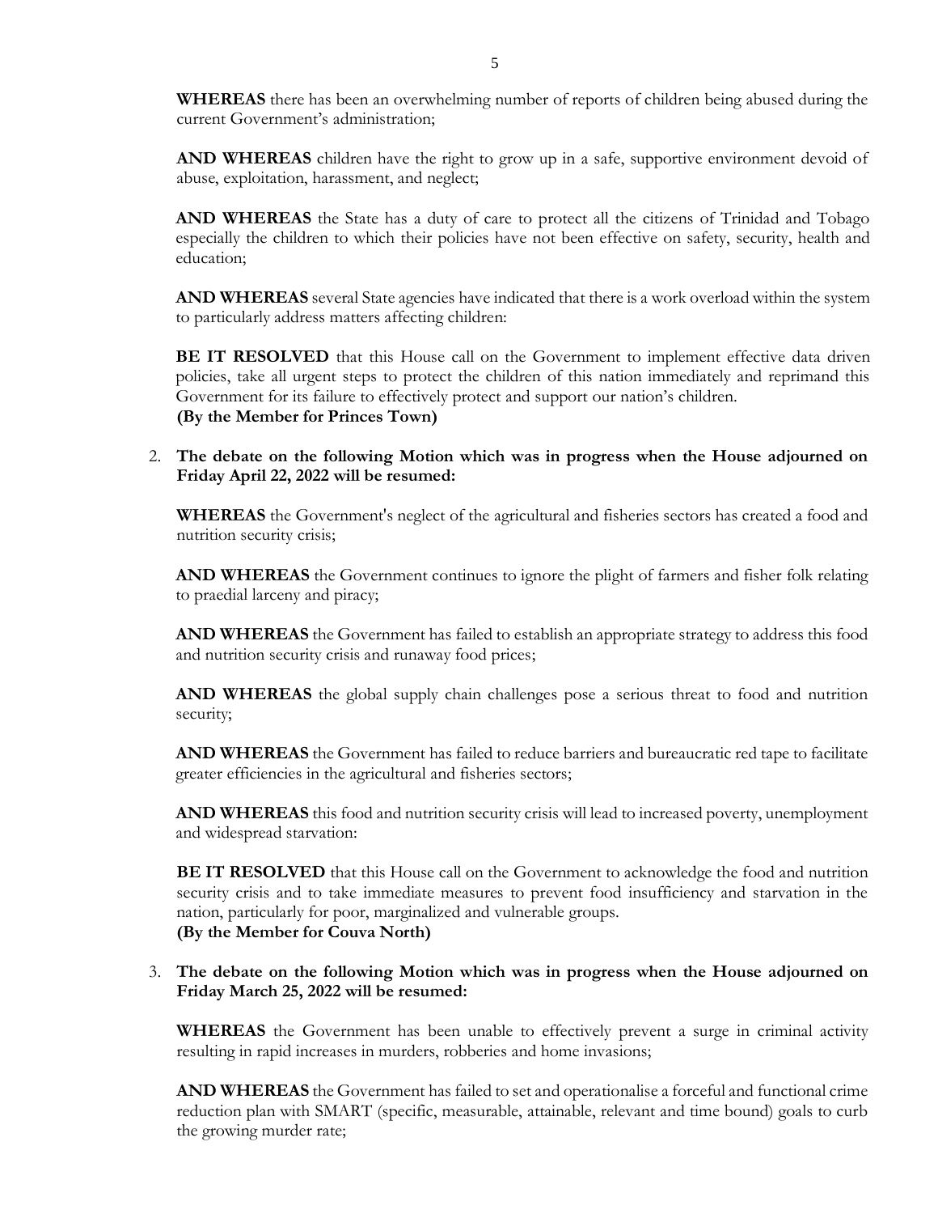**WHEREAS** there has been an overwhelming number of reports of children being abused during the current Government's administration;

**AND WHEREAS** children have the right to grow up in a safe, supportive environment devoid of abuse, exploitation, harassment, and neglect;

**AND WHEREAS** the State has a duty of care to protect all the citizens of Trinidad and Tobago especially the children to which their policies have not been effective on safety, security, health and education;

**AND WHEREAS** several State agencies have indicated that there is a work overload within the system to particularly address matters affecting children:

**BE IT RESOLVED** that this House call on the Government to implement effective data driven policies, take all urgent steps to protect the children of this nation immediately and reprimand this Government for its failure to effectively protect and support our nation's children.
**(By the Member for Princes Town)**

2. **The debate on the following Motion which was in progress when the House adjourned on Friday April 22, 2022 will be resumed:**

**WHEREAS** the Government's neglect of the agricultural and fisheries sectors has created a food and nutrition security crisis;

**AND WHEREAS** the Government continues to ignore the plight of farmers and fisher folk relating to praedial larceny and piracy;

**AND WHEREAS** the Government has failed to establish an appropriate strategy to address this food and nutrition security crisis and runaway food prices;

**AND WHEREAS** the global supply chain challenges pose a serious threat to food and nutrition security;

**AND WHEREAS** the Government has failed to reduce barriers and bureaucratic red tape to facilitate greater efficiencies in the agricultural and fisheries sectors;

**AND WHEREAS** this food and nutrition security crisis will lead to increased poverty, unemployment and widespread starvation:

**BE IT RESOLVED** that this House call on the Government to acknowledge the food and nutrition security crisis and to take immediate measures to prevent food insufficiency and starvation in the nation, particularly for poor, marginalized and vulnerable groups.
**(By the Member for Couva North)**

3. **The debate on the following Motion which was in progress when the House adjourned on Friday March 25, 2022 will be resumed:**

**WHEREAS** the Government has been unable to effectively prevent a surge in criminal activity resulting in rapid increases in murders, robberies and home invasions;

**AND WHEREAS** the Government has failed to set and operationalise a forceful and functional crime reduction plan with SMART (specific, measurable, attainable, relevant and time bound) goals to curb the growing murder rate;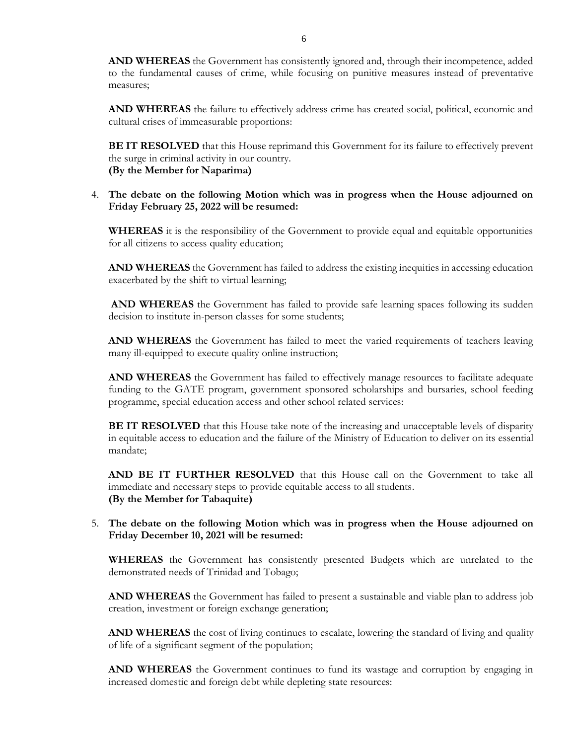**AND WHEREAS** the Government has consistently ignored and, through their incompetence, added to the fundamental causes of crime, while focusing on punitive measures instead of preventative measures;

**AND WHEREAS** the failure to effectively address crime has created social, political, economic and cultural crises of immeasurable proportions:

**BE IT RESOLVED** that this House reprimand this Government for its failure to effectively prevent the surge in criminal activity in our country.
**(By the Member for Naparima)**

4. **The debate on the following Motion which was in progress when the House adjourned on Friday February 25, 2022 will be resumed:**

   **WHEREAS** it is the responsibility of the Government to provide equal and equitable opportunities for all citizens to access quality education;

   **AND WHEREAS** the Government has failed to address the existing inequities in accessing education exacerbated by the shift to virtual learning;

   **AND WHEREAS** the Government has failed to provide safe learning spaces following its sudden decision to institute in-person classes for some students;

   **AND WHEREAS** the Government has failed to meet the varied requirements of teachers leaving many ill-equipped to execute quality online instruction;

   **AND WHEREAS** the Government has failed to effectively manage resources to facilitate adequate funding to the GATE program, government sponsored scholarships and bursaries, school feeding programme, special education access and other school related services:

   **BE IT RESOLVED** that this House take note of the increasing and unacceptable levels of disparity in equitable access to education and the failure of the Ministry of Education to deliver on its essential mandate;

   **AND BE IT FURTHER RESOLVED** that this House call on the Government to take all immediate and necessary steps to provide equitable access to all students.
   **(By the Member for Tabaquite)**

5. **The debate on the following Motion which was in progress when the House adjourned on Friday December 10, 2021 will be resumed:**

   **WHEREAS** the Government has consistently presented Budgets which are unrelated to the demonstrated needs of Trinidad and Tobago;

   **AND WHEREAS** the Government has failed to present a sustainable and viable plan to address job creation, investment or foreign exchange generation;

   **AND WHEREAS** the cost of living continues to escalate, lowering the standard of living and quality of life of a significant segment of the population;

   **AND WHEREAS** the Government continues to fund its wastage and corruption by engaging in increased domestic and foreign debt while depleting state resources: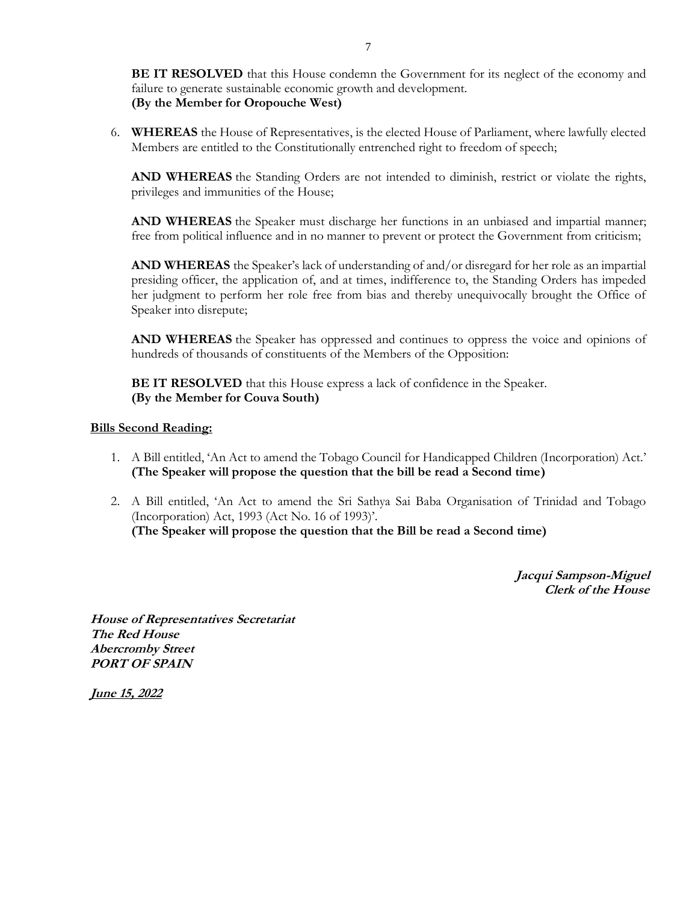**BE IT RESOLVED** that this House condemn the Government for its neglect of the economy and failure to generate sustainable economic growth and development.
**(By the Member for Oropouche West)**

6. **WHEREAS** the House of Representatives, is the elected House of Parliament, where lawfully elected Members are entitled to the Constitutionally entrenched right to freedom of speech;

   **AND WHEREAS** the Standing Orders are not intended to diminish, restrict or violate the rights, privileges and immunities of the House;

   **AND WHEREAS** the Speaker must discharge her functions in an unbiased and impartial manner; free from political influence and in no manner to prevent or protect the Government from criticism;

   **AND WHEREAS** the Speaker's lack of understanding of and/or disregard for her role as an impartial presiding officer, the application of, and at times, indifference to, the Standing Orders has impeded her judgment to perform her role free from bias and thereby unequivocally brought the Office of Speaker into disrepute;

   **AND WHEREAS** the Speaker has oppressed and continues to oppress the voice and opinions of hundreds of thousands of constituents of the Members of the Opposition:

   **BE IT RESOLVED** that this House express a lack of confidence in the Speaker.
   **(By the Member for Couva South)**

**Bills Second Reading:**

1. A Bill entitled, 'An Act to amend the Tobago Council for Handicapped Children (Incorporation) Act.'
   **(The Speaker will propose the question that the bill be read a Second time)**

2. A Bill entitled, 'An Act to amend the Sri Sathya Sai Baba Organisation of Trinidad and Tobago (Incorporation) Act, 1993 (Act No. 16 of 1993)'.
   **(The Speaker will propose the question that the Bill be read a Second time)**

***Jacqui Sampson-Miguel***
***Clerk of the House***

***House of Representatives Secretariat***
***The Red House***
***Abercromby Street***
***PORT OF SPAIN***

***June 15, 2022***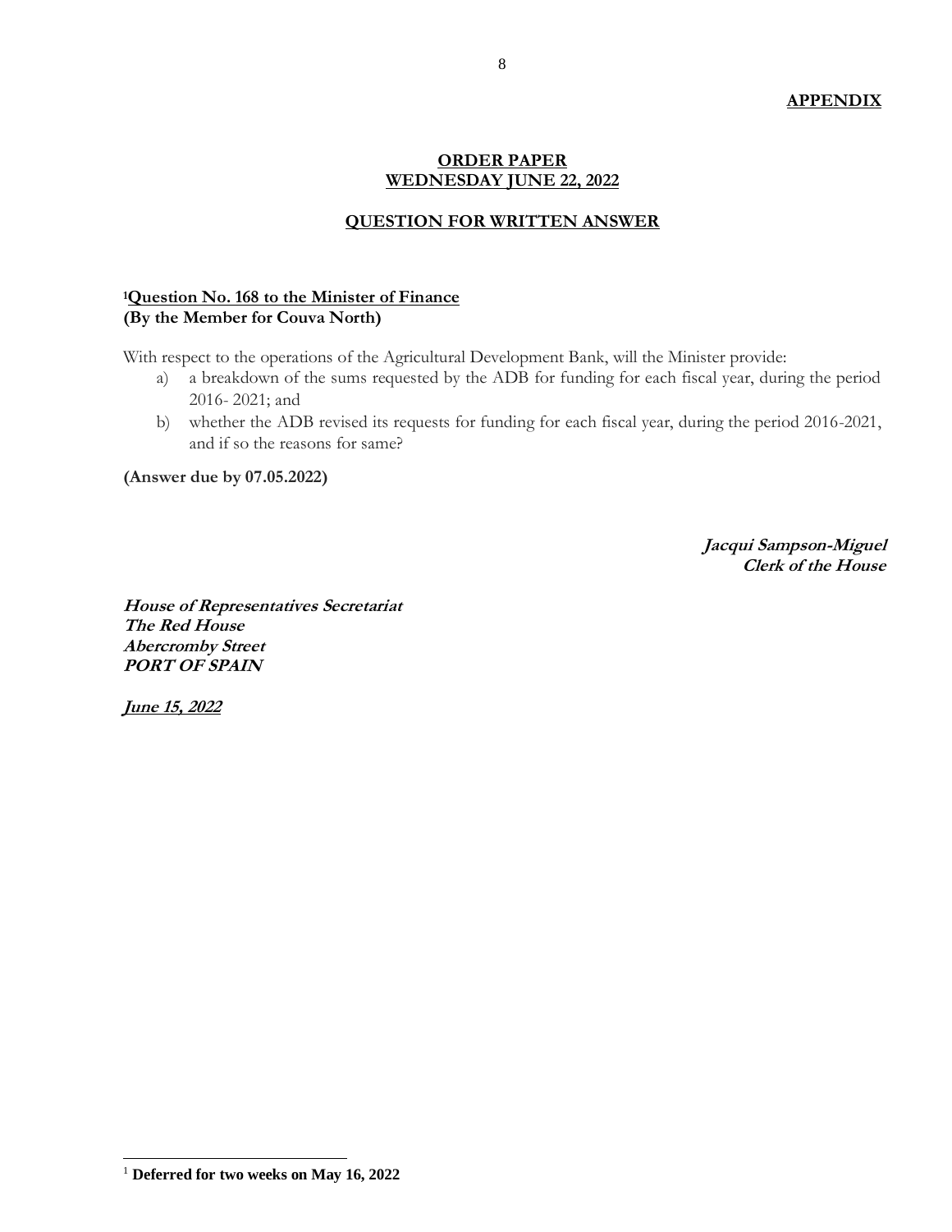**APPENDIX**

**ORDER PAPER**
**WEDNESDAY JUNE 22, 2022**

**QUESTION FOR WRITTEN ANSWER**

**[1]Question No. 168 to the Minister of Finance**
**(By the Member for Couva North)**

With respect to the operations of the Agricultural Development Bank, will the Minister provide:

a) a breakdown of the sums requested by the ADB for funding for each fiscal year, during the period 2016- 2021; and

b) whether the ADB revised its requests for funding for each fiscal year, during the period 2016-2021, and if so the reasons for same?

**(Answer due by 07.05.2022)**

***Jacqui Sampson-Miguel***
***Clerk of the House***

***House of Representatives Secretariat***
***The Red House***
***Abercromby Street***
***PORT OF SPAIN***

***June 15, 2022***

---

[1] **Deferred for two weeks on May 16, 2022**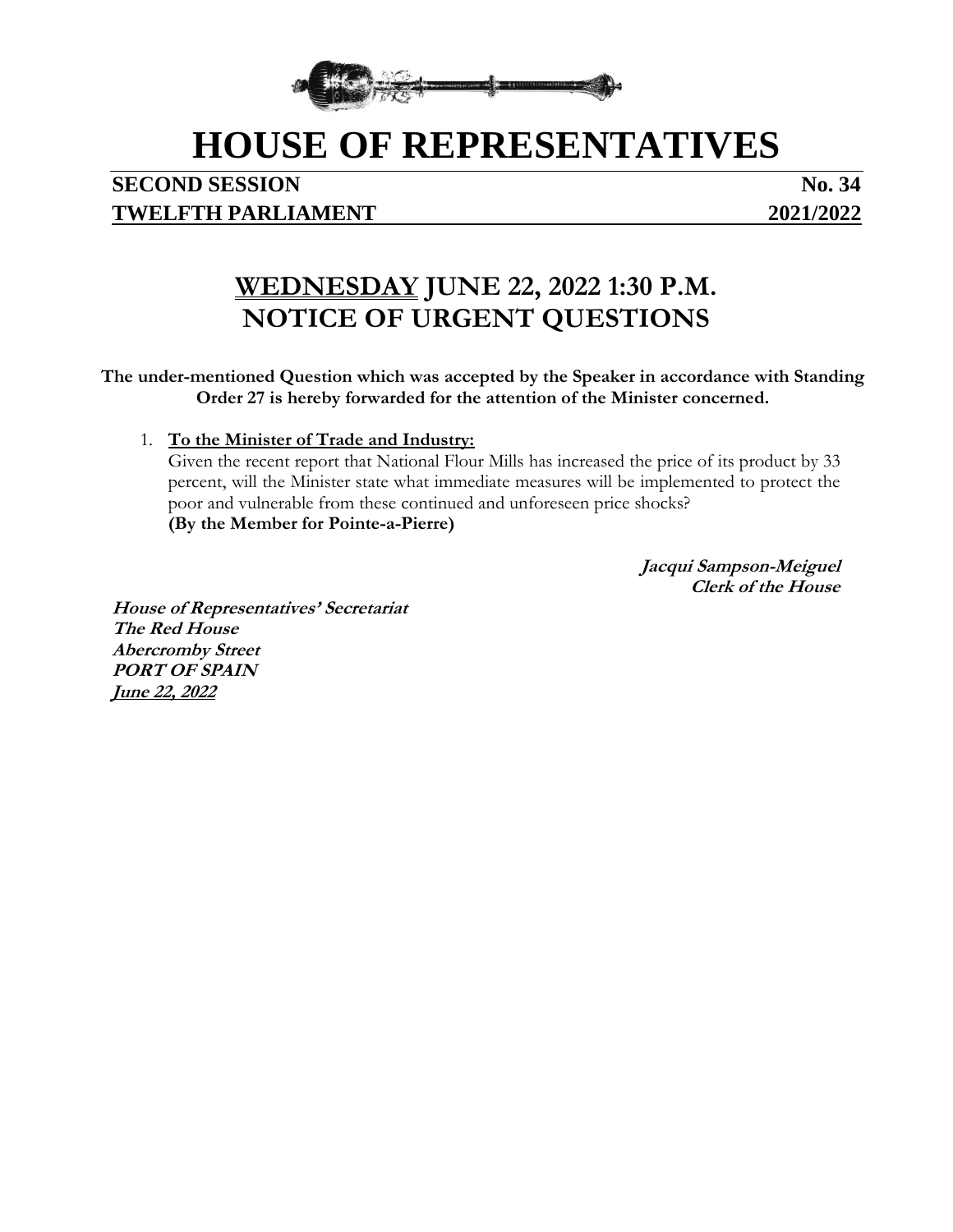# HOUSE OF REPRESENTATIVES

**SECOND SESSION** **No. 34**

**TWELFTH PARLIAMENT** **2021/2022**

## WEDNESDAY JUNE 22, 2022 1:30 P.M.
## NOTICE OF URGENT QUESTIONS

**The under-mentioned Question which was accepted by the Speaker in accordance with Standing Order 27 is hereby forwarded for the attention of the Minister concerned.**

1. **To the Minister of Trade and Industry:**
   Given the recent report that National Flour Mills has increased the price of its product by 33 percent, will the Minister state what immediate measures will be implemented to protect the poor and vulnerable from these continued and unforeseen price shocks?
   **(By the Member for Pointe-a-Pierre)**

***Jacqui Sampson-Meiguel***
***Clerk of the House***

***House of Representatives' Secretariat***
***The Red House***
***Abercromby Street***
***PORT OF SPAIN***
***June 22, 2022***